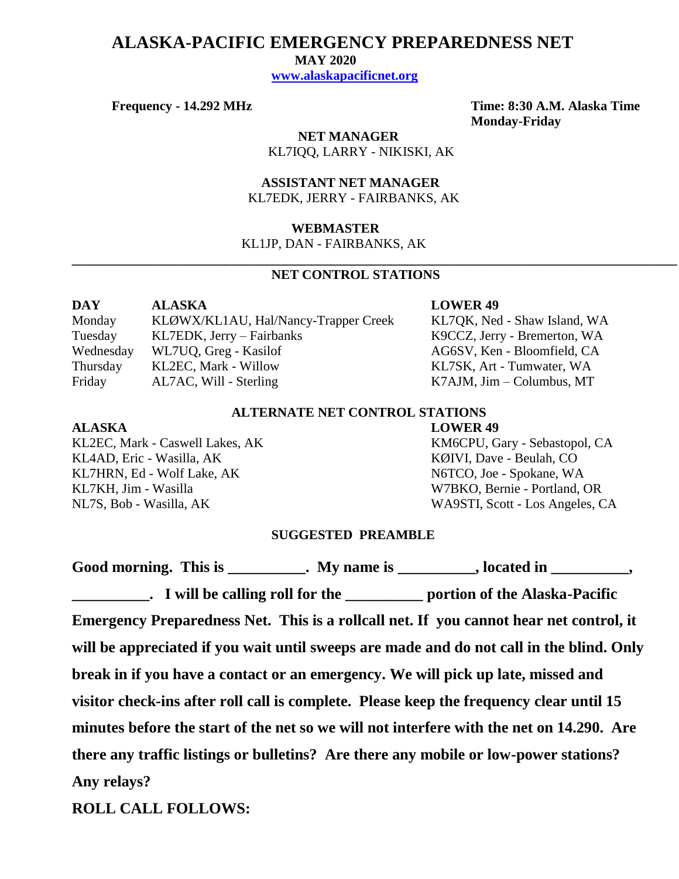# ALASKA-PACIFIC EMERGENCY PREPAREDNESS NET

**MAY 2020**

[www.alaskapacificnet.org](http://www.alaskapacificnet.org)

**Frequency - 14.292 MHz**

**Time: 8:30 A.M. Alaska Time Monday-Friday**

**NET MANAGER**
KL7IQQ, LARRY - NIKISKI, AK

**ASSISTANT NET MANAGER**
KL7EDK, JERRY - FAIRBANKS, AK

**WEBMASTER**
KL1JP, DAN - FAIRBANKS, AK

---

## NET CONTROL STATIONS

| DAY | ALASKA | LOWER 49 |
|---|---|---|
| Monday | KLØWX/KL1AU, Hal/Nancy-Trapper Creek | KL7QK, Ned - Shaw Island, WA |
| Tuesday | KL7EDK, Jerry – Fairbanks | K9CCZ, Jerry - Bremerton, WA |
| Wednesday | WL7UQ, Greg - Kasilof | AG6SV, Ken - Bloomfield, CA |
| Thursday | KL2EC, Mark - Willow | KL7SK, Art - Tumwater, WA |
| Friday | AL7AC, Will - Sterling | K7AJM, Jim – Columbus, MT |

## ALTERNATE NET CONTROL STATIONS

| ALASKA | LOWER 49 |
|---|---|
| KL2EC, Mark - Caswell Lakes, AK | KM6CPU, Gary - Sebastopol, CA |
| KL4AD, Eric - Wasilla, AK | KØIVI, Dave - Beulah, CO |
| KL7HRN, Ed - Wolf Lake, AK | N6TCO, Joe - Spokane, WA |
| KL7KH, Jim - Wasilla | W7BKO, Bernie - Portland, OR |
| NL7S, Bob - Wasilla, AK | WA9STI, Scott - Los Angeles, CA |

## SUGGESTED PREAMBLE

**Good morning. This is __________. My name is __________, located in __________, __________. I will be calling roll for the __________ portion of the Alaska-Pacific Emergency Preparedness Net. This is a rollcall net. If you cannot hear net control, it will be appreciated if you wait until sweeps are made and do not call in the blind. Only break in if you have a contact or an emergency. We will pick up late, missed and visitor check-ins after roll call is complete. Please keep the frequency clear until 15 minutes before the start of the net so we will not interfere with the net on 14.290. Are there any traffic listings or bulletins? Are there any mobile or low-power stations? Any relays?**

**ROLL CALL FOLLOWS:**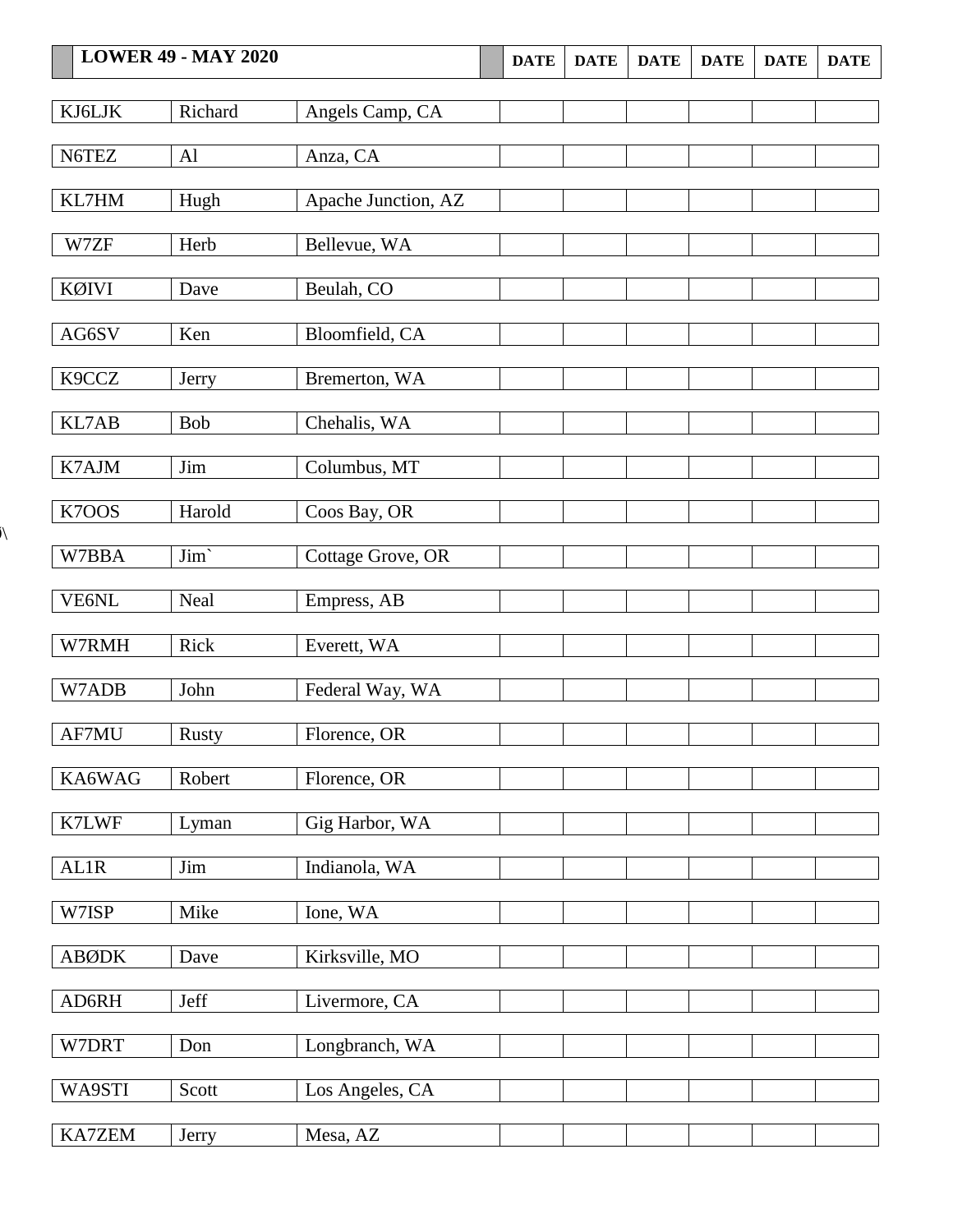| LOWER 49 - MAY 2020 | | | DATE | DATE | DATE | DATE | DATE | DATE |
|---|---|---|---|---|---|---|---|---|
| KJ6LJK | Richard | Angels Camp, CA | | | | | | |
| N6TEZ | Al | Anza, CA | | | | | | |
| KL7HM | Hugh | Apache Junction, AZ | | | | | | |
| W7ZF | Herb | Bellevue, WA | | | | | | |
| KØIVI | Dave | Beulah, CO | | | | | | |
| AG6SV | Ken | Bloomfield, CA | | | | | | |
| K9CCZ | Jerry | Bremerton, WA | | | | | | |
| KL7AB | Bob | Chehalis, WA | | | | | | |
| K7AJM | Jim | Columbus, MT | | | | | | |
| K7OOS | Harold | Coos Bay, OR | | | | | | |
| W7BBA | Jim` | Cottage Grove, OR | | | | | | |
| VE6NL | Neal | Empress, AB | | | | | | |
| W7RMH | Rick | Everett, WA | | | | | | |
| W7ADB | John | Federal Way, WA | | | | | | |
| AF7MU | Rusty | Florence, OR | | | | | | |
| KA6WAG | Robert | Florence, OR | | | | | | |
| K7LWF | Lyman | Gig Harbor, WA | | | | | | |
| AL1R | Jim | Indianola, WA | | | | | | |
| W7ISP | Mike | Ione, WA | | | | | | |
| ABØDK | Dave | Kirksville, MO | | | | | | |
| AD6RH | Jeff | Livermore, CA | | | | | | |
| W7DRT | Don | Longbranch, WA | | | | | | |
| WA9STI | Scott | Los Angeles, CA | | | | | | |
| KA7ZEM | Jerry | Mesa, AZ | | | | | | |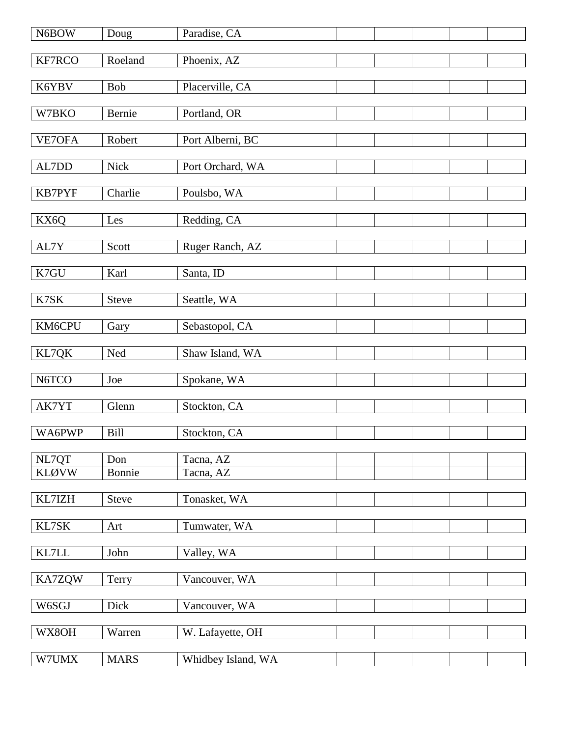| | | | | | | | |
|---|---|---|---|---|---|---|---|
| N6BOW | Doug | Paradise, CA | | | | | |
| KF7RCO | Roeland | Phoenix, AZ | | | | | |
| K6YBV | Bob | Placerville, CA | | | | | |
| W7BKO | Bernie | Portland, OR | | | | | |
| VE7OFA | Robert | Port Alberni, BC | | | | | |
| AL7DD | Nick | Port Orchard, WA | | | | | |
| KB7PYF | Charlie | Poulsbo, WA | | | | | |
| KX6Q | Les | Redding, CA | | | | | |
| AL7Y | Scott | Ruger Ranch, AZ | | | | | |
| K7GU | Karl | Santa, ID | | | | | |
| K7SK | Steve | Seattle, WA | | | | | |
| KM6CPU | Gary | Sebastopol, CA | | | | | |
| KL7QK | Ned | Shaw Island, WA | | | | | |
| N6TCO | Joe | Spokane, WA | | | | | |
| AK7YT | Glenn | Stockton, CA | | | | | |
| WA6PWP | Bill | Stockton, CA | | | | | |
| NL7QT | Don | Tacna, AZ | | | | | |
| KLØVW | Bonnie | Tacna, AZ | | | | | |
| KL7IZH | Steve | Tonasket, WA | | | | | |
| KL7SK | Art | Tumwater, WA | | | | | |
| KL7LL | John | Valley, WA | | | | | |
| KA7ZQW | Terry | Vancouver, WA | | | | | |
| W6SGJ | Dick | Vancouver, WA | | | | | |
| WX8OH | Warren | W. Lafayette, OH | | | | | |
| W7UMX | MARS | Whidbey Island, WA | | | | | |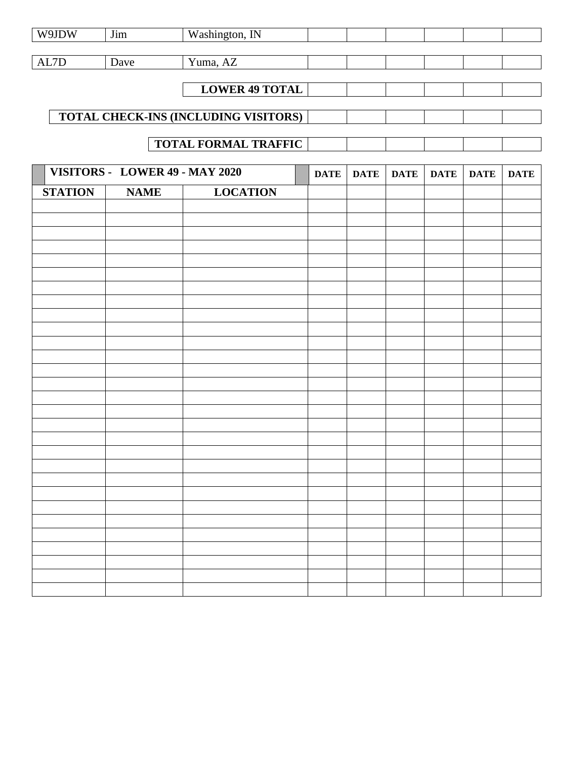| W9JDW | Jim | Washington, IN | | | | | | |
|---|---|---|---|---|---|---|---|---|

| AL7D | Dave | Yuma, AZ | | | | | | |
|---|---|---|---|---|---|---|---|---|

| | | LOWER 49 TOTAL | | | | | | |
|---|---|---|---|---|---|---|---|---|
| | | **TOTAL CHECK-INS (INCLUDING VISITORS)** | | | | | | |
| | | **TOTAL FORMAL TRAFFIC** | | | | | | |

| VISITORS - LOWER 49 - MAY 2020 | | | DATE | DATE | DATE | DATE | DATE | DATE |
|---|---|---|---|---|---|---|---|---|
| **STATION** | **NAME** | **LOCATION** | | | | | | |
| | | | | | | | | |
| | | | | | | | | |
| | | | | | | | | |
| | | | | | | | | |
| | | | | | | | | |
| | | | | | | | | |
| | | | | | | | | |
| | | | | | | | | |
| | | | | | | | | |
| | | | | | | | | |
| | | | | | | | | |
| | | | | | | | | |
| | | | | | | | | |
| | | | | | | | | |
| | | | | | | | | |
| | | | | | | | | |
| | | | | | | | | |
| | | | | | | | | |
| | | | | | | | | |
| | | | | | | | | |
| | | | | | | | | |
| | | | | | | | | |
| | | | | | | | | |
| | | | | | | | | |
| | | | | | | | | |
| | | | | | | | | |
| | | | | | | | | |
| | | | | | | | | |
| | | | | | | | | |
| | | | | | | | | |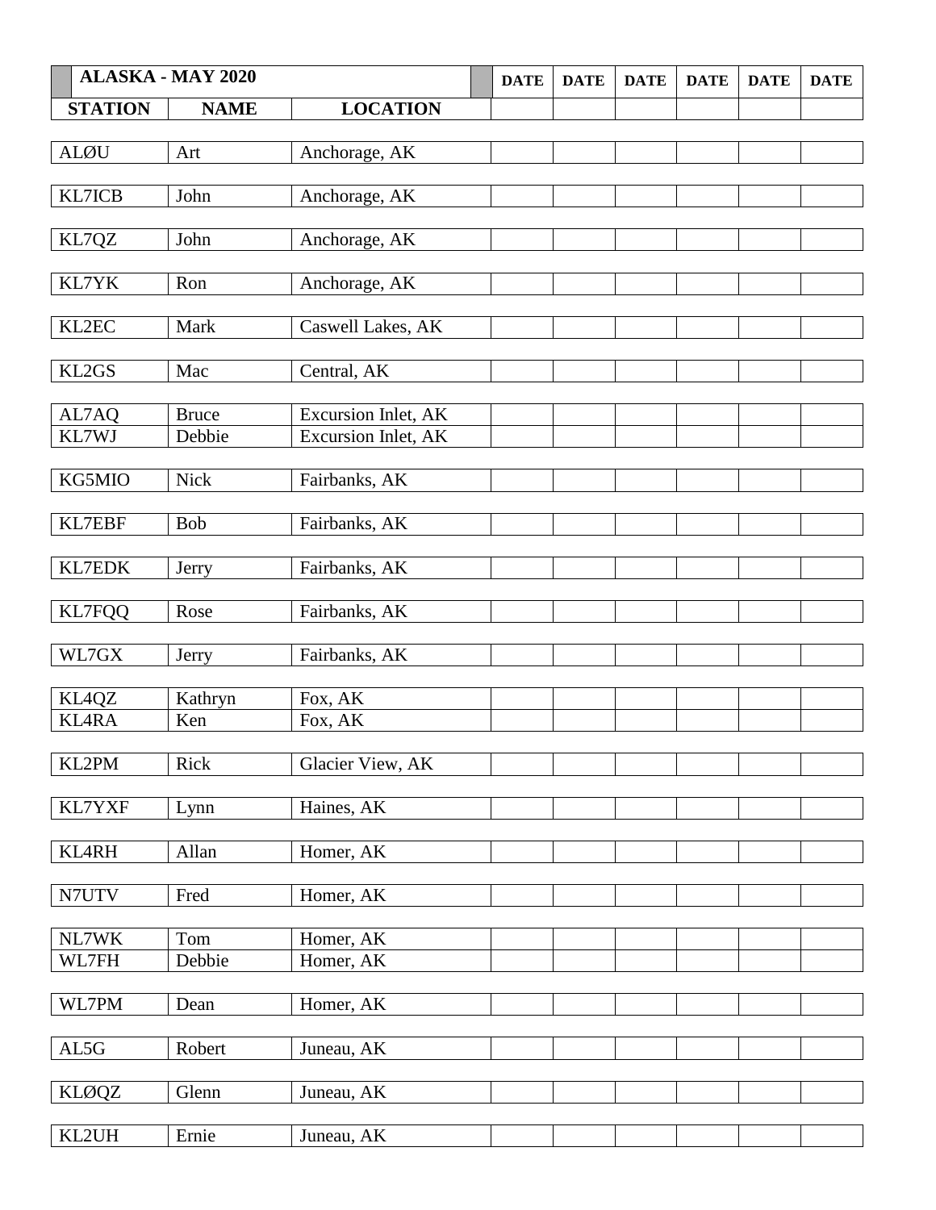| ALASKA - MAY 2020 | | | DATE | DATE | DATE | DATE | DATE | DATE |
|---|---|---|---|---|---|---|---|---|
| **STATION** | **NAME** | **LOCATION** | | | | | | |
| ALØU | Art | Anchorage, AK | | | | | | |
| KL7ICB | John | Anchorage, AK | | | | | | |
| KL7QZ | John | Anchorage, AK | | | | | | |
| KL7YK | Ron | Anchorage, AK | | | | | | |
| KL2EC | Mark | Caswell Lakes, AK | | | | | | |
| KL2GS | Mac | Central, AK | | | | | | |
| AL7AQ | Bruce | Excursion Inlet, AK | | | | | | |
| KL7WJ | Debbie | Excursion Inlet, AK | | | | | | |
| KG5MIO | Nick | Fairbanks, AK | | | | | | |
| KL7EBF | Bob | Fairbanks, AK | | | | | | |
| KL7EDK | Jerry | Fairbanks, AK | | | | | | |
| KL7FQQ | Rose | Fairbanks, AK | | | | | | |
| WL7GX | Jerry | Fairbanks, AK | | | | | | |
| KL4QZ | Kathryn | Fox, AK | | | | | | |
| KL4RA | Ken | Fox, AK | | | | | | |
| KL2PM | Rick | Glacier View, AK | | | | | | |
| KL7YXF | Lynn | Haines, AK | | | | | | |
| KL4RH | Allan | Homer, AK | | | | | | |
| N7UTV | Fred | Homer, AK | | | | | | |
| NL7WK | Tom | Homer, AK | | | | | | |
| WL7FH | Debbie | Homer, AK | | | | | | |
| WL7PM | Dean | Homer, AK | | | | | | |
| AL5G | Robert | Juneau, AK | | | | | | |
| KLØQZ | Glenn | Juneau, AK | | | | | | |
| KL2UH | Ernie | Juneau, AK | | | | | | |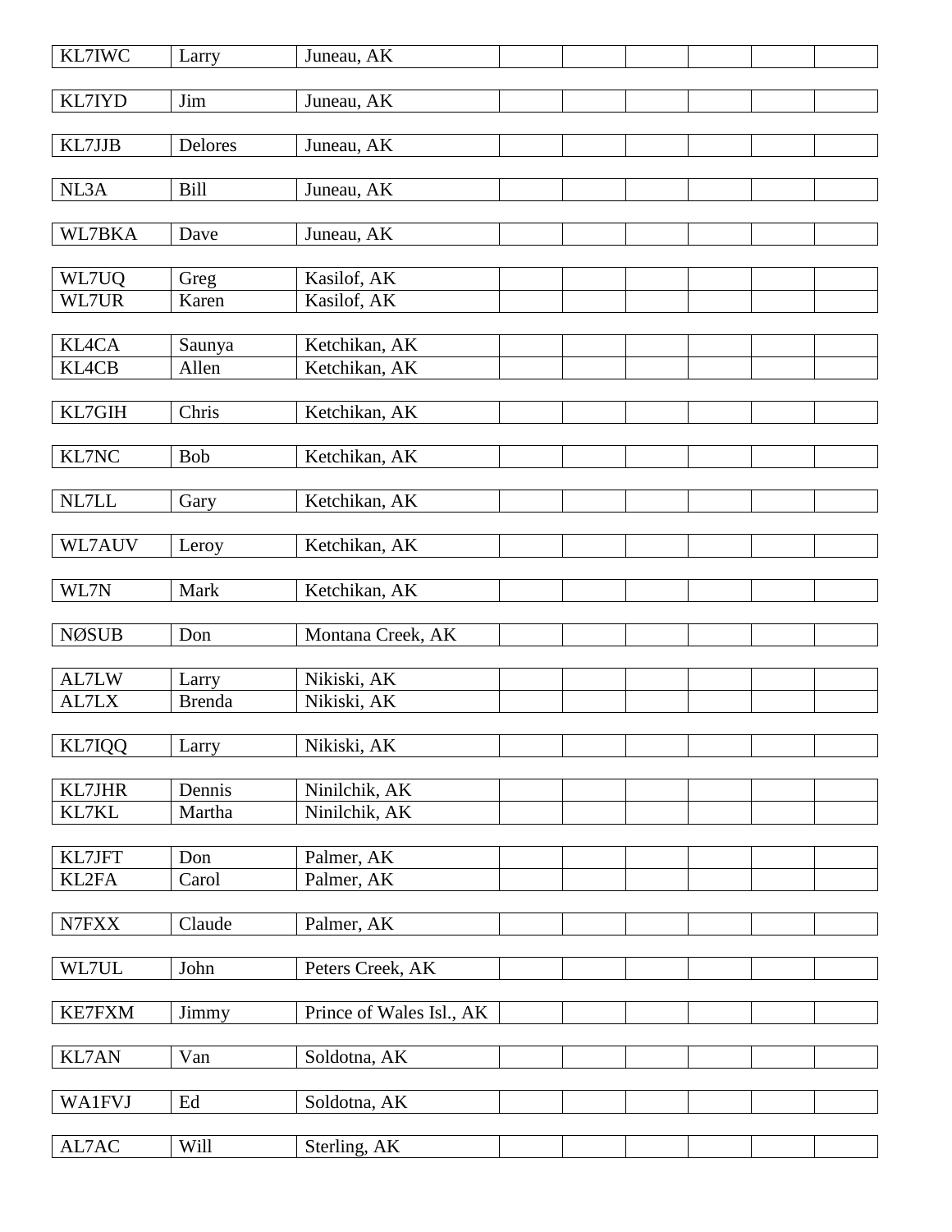| | | | | | | | |
|---|---|---|---|---|---|---|---|
| KL7IWC | Larry | Juneau, AK | | | | | |
| KL7IYD | Jim | Juneau, AK | | | | | |
| KL7JJB | Delores | Juneau, AK | | | | | |
| NL3A | Bill | Juneau, AK | | | | | |
| WL7BKA | Dave | Juneau, AK | | | | | |
| WL7UQ | Greg | Kasilof, AK | | | | | |
| WL7UR | Karen | Kasilof, AK | | | | | |
| KL4CA | Saunya | Ketchikan, AK | | | | | |
| KL4CB | Allen | Ketchikan, AK | | | | | |
| KL7GIH | Chris | Ketchikan, AK | | | | | |
| KL7NC | Bob | Ketchikan, AK | | | | | |
| NL7LL | Gary | Ketchikan, AK | | | | | |
| WL7AUV | Leroy | Ketchikan, AK | | | | | |
| WL7N | Mark | Ketchikan, AK | | | | | |
| NØSUB | Don | Montana Creek, AK | | | | | |
| AL7LW | Larry | Nikiski, AK | | | | | |
| AL7LX | Brenda | Nikiski, AK | | | | | |
| KL7IQQ | Larry | Nikiski, AK | | | | | |
| KL7JHR | Dennis | Ninilchik, AK | | | | | |
| KL7KL | Martha | Ninilchik, AK | | | | | |
| KL7JFT | Don | Palmer, AK | | | | | |
| KL2FA | Carol | Palmer, AK | | | | | |
| N7FXX | Claude | Palmer, AK | | | | | |
| WL7UL | John | Peters Creek, AK | | | | | |
| KE7FXM | Jimmy | Prince of Wales Isl., AK | | | | | |
| KL7AN | Van | Soldotna, AK | | | | | |
| WA1FVJ | Ed | Soldotna, AK | | | | | |
| AL7AC | Will | Sterling, AK | | | | | |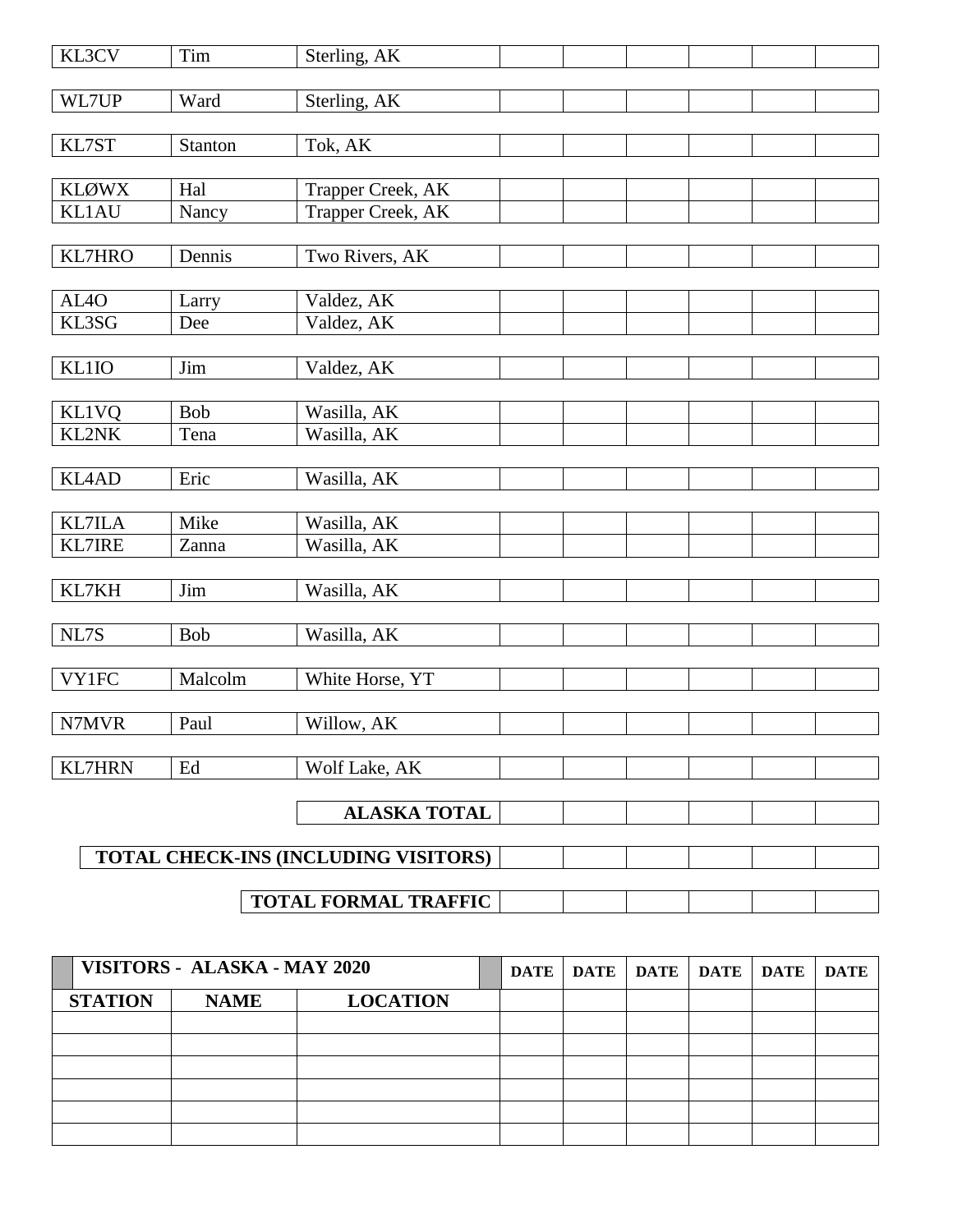| | | | | | | | | |
|---|---|---|---|---|---|---|---|---|
| KL3CV | Tim | Sterling, AK | | | | | | |
| WL7UP | Ward | Sterling, AK | | | | | | |
| KL7ST | Stanton | Tok, AK | | | | | | |
| KLØWX | Hal | Trapper Creek, AK | | | | | | |
| KL1AU | Nancy | Trapper Creek, AK | | | | | | |
| KL7HRO | Dennis | Two Rivers, AK | | | | | | |
| AL4O | Larry | Valdez, AK | | | | | | |
| KL3SG | Dee | Valdez, AK | | | | | | |
| KL1IO | Jim | Valdez, AK | | | | | | |
| KL1VQ | Bob | Wasilla, AK | | | | | | |
| KL2NK | Tena | Wasilla, AK | | | | | | |
| KL4AD | Eric | Wasilla, AK | | | | | | |
| KL7ILA | Mike | Wasilla, AK | | | | | | |
| KL7IRE | Zanna | Wasilla, AK | | | | | | |
| KL7KH | Jim | Wasilla, AK | | | | | | |
| NL7S | Bob | Wasilla, AK | | | | | | |
| VY1FC | Malcolm | White Horse, YT | | | | | | |
| N7MVR | Paul | Willow, AK | | | | | | |
| KL7HRN | Ed | Wolf Lake, AK | | | | | | |
| | | **ALASKA TOTAL** | | | | | | |
| | | **TOTAL CHECK-INS (INCLUDING VISITORS)** | | | | | | |
| | | **TOTAL FORMAL TRAFFIC** | | | | | | |

| **VISITORS - ALASKA - MAY 2020** | | | **DATE** | **DATE** | **DATE** | **DATE** | **DATE** | **DATE** |
|---|---|---|---|---|---|---|---|---|
| **STATION** | **NAME** | **LOCATION** | | | | | | |
| | | | | | | | | |
| | | | | | | | | |
| | | | | | | | | |
| | | | | | | | | |
| | | | | | | | | |
| | | | | | | | | |